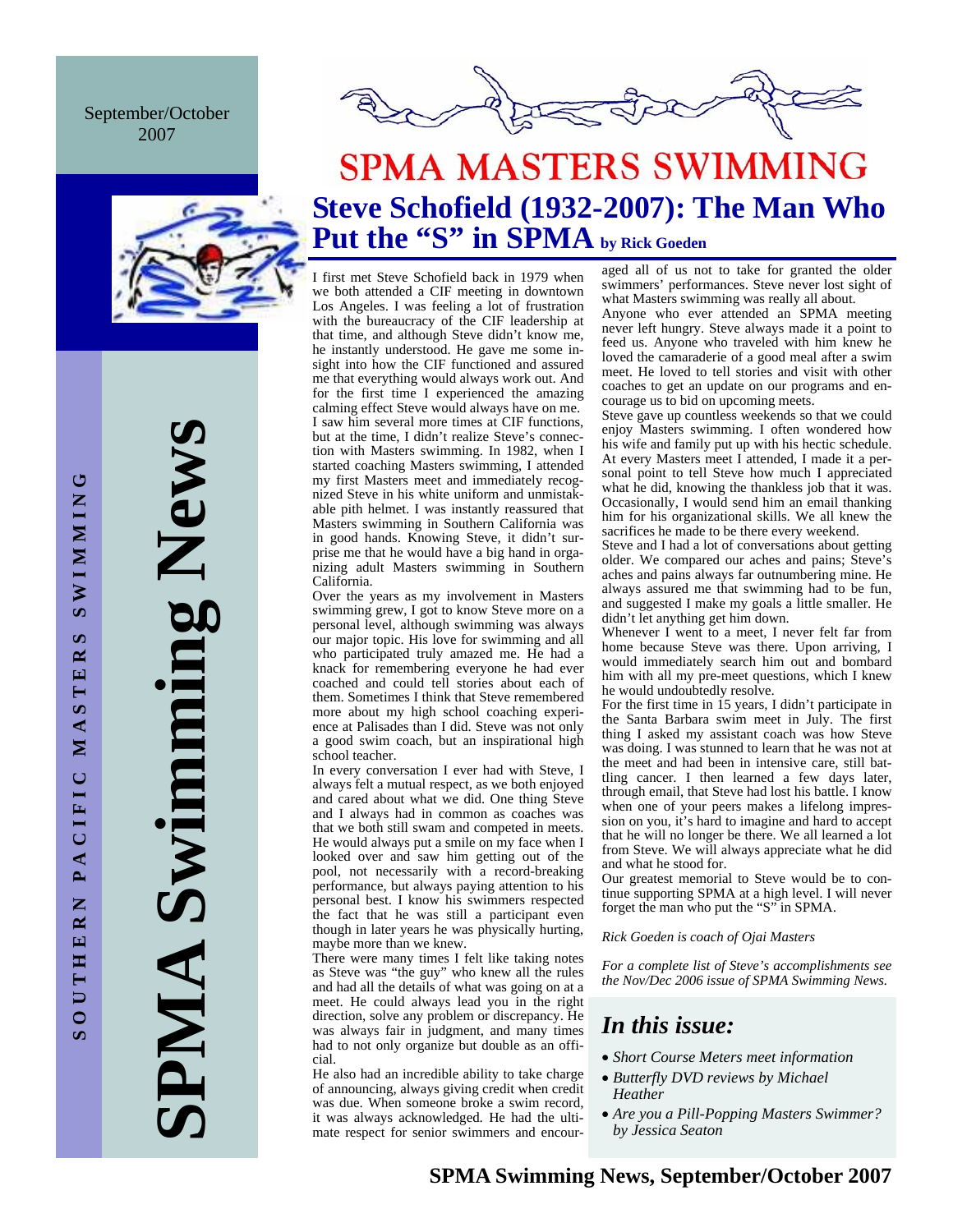September/October 2007

SPMA Swimming News

SOUTHERN PACIFIC MASTERS SWIMMING

# SPMA MASTERS SWIMMING

## Steve Schofield (1932-2007): The Man Who Put the "S" in SPMA by Rick Goeden

I first met Steve Schofield back in 1979 when we both attended a CIF meeting in downtown Los Angeles. I was feeling a lot of frustration with the bureaucracy of the CIF leadership at that time, and although Steve didn't know me, he instantly understood. He gave me some insight into how the CIF functioned and assured me that everything would always work out. And for the first time I experienced the amazing calming effect Steve would always have on me.

I saw him several more times at CIF functions, but at the time, I didn't realize Steve's connection with Masters swimming. In 1982, when I started coaching Masters swimming, I attended my first Masters meet and immediately recognized Steve in his white uniform and unmistakable pith helmet. I was instantly reassured that Masters swimming in Southern California was in good hands. Knowing Steve, it didn't surprise me that he would have a big hand in organizing adult Masters swimming in Southern California.

Over the years as my involvement in Masters swimming grew, I got to know Steve more on a personal level, although swimming was always our major topic. His love for swimming and all who participated truly amazed me. He had a knack for remembering everyone he had ever coached and could tell stories about each of them. Sometimes I think that Steve remembered more about my high school coaching experience at Palisades than I did. Steve was not only a good swim coach, but an inspirational high school teacher.

In every conversation I ever had with Steve, I always felt a mutual respect, as we both enjoyed and cared about what we did. One thing Steve and I always had in common as coaches was that we both still swam and competed in meets. He would always put a smile on my face when I looked over and saw him getting out of the pool, not necessarily with a record-breaking performance, but always paying attention to his personal best. I know his swimmers respected the fact that he was still a participant even though in later years he was physically hurting, maybe more than we knew.

There were many times I felt like taking notes as Steve was "the guy" who knew all the rules and had all the details of what was going on at a meet. He could always lead you in the right direction, solve any problem or discrepancy. He was always fair in judgment, and many times had to not only organize but double as an official.

He also had an incredible ability to take charge of announcing, always giving credit when credit was due. When someone broke a swim record, it was always acknowledged. He had the ultimate respect for senior swimmers and encouraged all of us not to take for granted the older swimmers' performances. Steve never lost sight of what Masters swimming was really all about.

Anyone who ever attended an SPMA meeting never left hungry. Steve always made it a point to feed us. Anyone who traveled with him knew he loved the camaraderie of a good meal after a swim meet. He loved to tell stories and visit with other coaches to get an update on our programs and encourage us to bid on upcoming meets.

Steve gave up countless weekends so that we could enjoy Masters swimming. I often wondered how his wife and family put up with his hectic schedule. At every Masters meet I attended, I made it a personal point to tell Steve how much I appreciated what he did, knowing the thankless job that it was. Occasionally, I would send him an email thanking him for his organizational skills. We all knew the sacrifices he made to be there every weekend.

Steve and I had a lot of conversations about getting older. We compared our aches and pains; Steve's aches and pains always far outnumbering mine. He always assured me that swimming had to be fun, and suggested I make my goals a little smaller. He didn't let anything get him down.

Whenever I went to a meet, I never felt far from home because Steve was there. Upon arriving, I would immediately search him out and bombard him with all my pre-meet questions, which I knew he would undoubtedly resolve.

For the first time in 15 years, I didn't participate in the Santa Barbara swim meet in July. The first thing I asked my assistant coach was how Steve was doing. I was stunned to learn that he was not at the meet and had been in intensive care, still battling cancer. I then learned a few days later, through email, that Steve had lost his battle. I know when one of your peers makes a lifelong impression on you, it's hard to imagine and hard to accept that he will no longer be there. We all learned a lot from Steve. We will always appreciate what he did and what he stood for.

Our greatest memorial to Steve would be to continue supporting SPMA at a high level. I will never forget the man who put the "S" in SPMA.

*Rick Goeden is coach of Ojai Masters*

*For a complete list of Steve's accomplishments see the Nov/Dec 2006 issue of SPMA Swimming News.*

## *In this issue:*

- *Short Course Meters meet information*
- *Butterfly DVD reviews by Michael Heather*
- *Are you a Pill-Popping Masters Swimmer? by Jessica Seaton*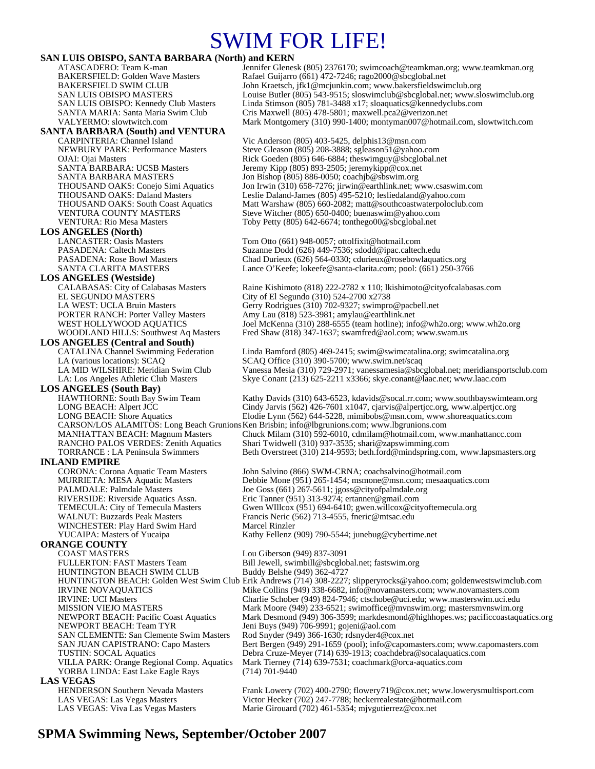# SWIM FOR LIFE!

**SAN LUIS OBISPO, SANTA BARBARA (North) and KERN**

| | |
|---|---|
| ATASCADERO: Team K-man | Jennifer Glenesk (805) 2376170; swimcoach@teamkman.org; www.teamkman.org |
| BAKERSFIELD: Golden Wave Masters | Rafael Guijarro (661) 472-7246; rago2000@sbcglobal.net |
| BAKERSFIELD SWIM CLUB | John Kraetsch, jfk1@mcjunkin.com; www.bakersfieldswimclub.org |
| SAN LUIS OBISPO MASTERS | Louise Butler (805) 543-9515; sloswimclub@sbcglobal.net; www.sloswimclub.org |
| SAN LUIS OBISPO: Kennedy Club Masters | Linda Stimson (805) 781-3488 x17; sloaquatics@kennedyclubs.com |
| SANTA MARIA: Santa Maria Swim Club | Cris Maxwell (805) 478-5801; maxwell.pca2@verizon.net |
| VALYERMO: slowtwitch.com | Mark Montgomery (310) 990-1400; montyman007@hotmail.com, slowtwitch.com |

**SANTA BARBARA (South) and VENTURA**

| | |
|---|---|
| CARPINTERIA: Channel Island | Vic Anderson (805) 403-5425, delphis13@msn.com |
| NEWBURY PARK: Performance Masters | Steve Gleason (805) 208-3888; sgleason51@yahoo.com |
| OJAI: Ojai Masters | Rick Goeden (805) 646-6884; theswimguy@sbcglobal.net |
| SANTA BARBARA: UCSB Masters | Jeremy Kipp (805) 893-2505; jeremykipp@cox.net |
| SANTA BARBARA MASTERS | Jon Bishop (805) 886-0050; coachjb@sbswim.org |
| THOUSAND OAKS: Conejo Simi Aquatics | Jon Irwin (310) 658-7276; jirwin@earthlink.net; www.csaswim.com |
| THOUSAND OAKS: Daland Masters | Leslie Daland-James (805) 495-5210; lesliedaland@yahoo.com |
| THOUSAND OAKS: South Coast Aquatics | Matt Warshaw (805) 660-2082; matt@southcoastwaterpoloclub.com |
| VENTURA COUNTY MASTERS | Steve Witcher (805) 650-0400; buenaswim@yahoo.com |
| VENTURA: Rio Mesa Masters | Toby Petty (805) 642-6674; tonthego00@sbcglobal.net |

**LOS ANGELES (North)**

| | |
|---|---|
| LANCASTER: Oasis Masters | Tom Otto (661) 948-0057; ottolfixit@hotmail.com |
| PASADENA: Caltech Masters | Suzanne Dodd (626) 449-7536; sdodd@ipac.caltech.edu |
| PASADENA: Rose Bowl Masters | Chad Durieux (626) 564-0330; cdurieux@rosebowlaquatics.org |
| SANTA CLARITA MASTERS | Lance O'Keefe; lokeefe@santa-clarita.com; pool: (661) 250-3766 |

**LOS ANGELES (Westside)**

| | |
|---|---|
| CALABASAS: City of Calabasas Masters | Raine Kishimoto (818) 222-2782 x 110; lkishimoto@cityofcalabasas.com |
| EL SEGUNDO MASTERS | City of El Segundo (310) 524-2700 x2738 |
| LA WEST: UCLA Bruin Masters | Gerry Rodrigues (310) 702-9327; swimpro@pacbell.net |
| PORTER RANCH: Porter Valley Masters | Amy Lau (818) 523-3981; amylau@earthlink.net |
| WEST HOLLYWOOD AQUATICS | Joel McKenna (310) 288-6555 (team hotline); info@wh2o.org; www.wh2o.org |
| WOODLAND HILLS: Southwest Aq Masters | Fred Shaw (818) 347-1637; swamfred@aol.com; www.swam.us |

**LOS ANGELES (Central and South)**

| | |
|---|---|
| CATALINA Channel Swimming Federation | Linda Bamford (805) 469-2415; swim@swimcatalina.org; swimcatalina.org |
| LA (various locations): SCAQ | SCAQ Office (310) 390-5700; www.swim.net/scaq |
| LA MID WILSHIRE: Meridian Swim Club | Vanessa Mesia (310) 729-2971; vanessamesia@sbcglobal.net; meridiansportsclub.com |
| LA: Los Angeles Athletic Club Masters | Skye Conant (213) 625-2211 x3366; skye.conant@laac.net; www.laac.com |

**LOS ANGELES (South Bay)**

| | |
|---|---|
| HAWTHORNE: South Bay Swim Team | Kathy Davids (310) 643-6523, kdavids@socal.rr.com; www.southbayswimteam.org |
| LONG BEACH: Alpert JCC | Cindy Jarvis (562) 426-7601 x1047, cjarvis@alpertjcc.org, www.alpertjcc.org |
| LONG BEACH: Shore Aquatics | Elodie Lynn (562) 644-5228, mimibobs@msn.com, www.shoreaquatics.com |
| CARSON/LOS ALAMITOS: Long Beach Grunions | Ken Brisbin; info@lbgrunions.com; www.lbgrunions.com |
| MANHATTAN BEACH: Magnum Masters | Chuck Milam (310) 592-6010, cdmilam@hotmail.com, www.manhattancc.com |
| RANCHO PALOS VERDES: Zenith Aquatics | Shari Twidwell (310) 937-3535; shari@zapswimming.com |
| TORRANCE : LA Peninsula Swimmers | Beth Overstreet (310) 214-9593; beth.ford@mindspring.com, www.lapsmasters.org |

**INLAND EMPIRE**

| | |
|---|---|
| CORONA: Corona Aquatic Team Masters | John Salvino (866) SWM-CRNA; coachsalvino@hotmail.com |
| MURRIETA: MESA Aquatic Masters | Debbie Mone (951) 265-1454; msmone@msn.com; mesaaquatics.com |
| PALMDALE: Palmdale Masters | Joe Goss (661) 267-5611; jgoss@cityofpalmdale.org |
| RIVERSIDE: Riverside Aquatics Assn. | Eric Tanner (951) 313-9274; ertanner@gmail.com |
| TEMECULA: City of Temecula Masters | Gwen WIllcox (951) 694-6410; gwen.willcox@cityoftemecula.org |
| WALNUT: Buzzards Peak Masters | Francis Neric (562) 713-4555, fneric@mtsac.edu |
| WINCHESTER: Play Hard Swim Hard | Marcel Rinzler |
| YUCAIPA: Masters of Yucaipa | Kathy Fellenz (909) 790-5544; junebug@cybertime.net |

**ORANGE COUNTY**

| | |
|---|---|
| COAST MASTERS | Lou Giberson (949) 837-3091 |
| FULLERTON: FAST Masters Team | Bill Jewell, swimbill@sbcglobal.net; fastswim.org |
| HUNTINGTON BEACH SWIM CLUB | Buddy Belshe (949) 362-4727 |
| HUNTINGTON BEACH: Golden West Swim Club | Erik Andrews (714) 308-2227; slipperyrocks@yahoo.com; goldenwestswimclub.com |
| IRVINE NOVAQUATICS | Mike Collins (949) 338-6682, info@novamasters.com; www.novamasters.com |
| IRVINE: UCI Masters | Charlie Schober (949) 824-7946; ctschobe@uci.edu; www.masterswim.uci.edu |
| MISSION VIEJO MASTERS | Mark Moore (949) 233-6521; swimoffice@mvnswim.org; mastersmvnswim.org |
| NEWPORT BEACH: Pacific Coast Aquatics | Mark Desmond (949) 306-3599; markdesmond@highhopes.ws; pacificcoastaquatics.org |
| NEWPORT BEACH: Team TYR | Jeni Buys (949) 706-9991; gojeni@aol.com |
| SAN CLEMENTE: San Clemente Swim Masters | Rod Snyder (949) 366-1630; rdsnyder4@cox.net |
| SAN JUAN CAPISTRANO: Capo Masters | Bert Bergen (949) 291-1659 (pool); info@capomasters.com; www.capomasters.com |
| TUSTIN: SOCAL Aquatics | Debra Cruze-Meyer (714) 639-1913; coachdebra@socalaquatics.com |
| VILLA PARK: Orange Regional Comp. Aquatics | Mark Tierney (714) 639-7531; coachmark@orca-aquatics.com |
| YORBA LINDA: East Lake Eagle Rays | (714) 701-9440 |

**LAS VEGAS**

| | |
|---|---|
| HENDERSON Southern Nevada Masters | Frank Lowery (702) 400-2790; flowery719@cox.net; www.lowerysmultisport.com |
| LAS VEGAS: Las Vegas Masters | Victor Hecker (702) 247-7788; heckerrealestate@hotmail.com |
| LAS VEGAS: Viva Las Vegas Masters | Marie Girouard (702) 461-5354; mjvgutierrez@cox.net |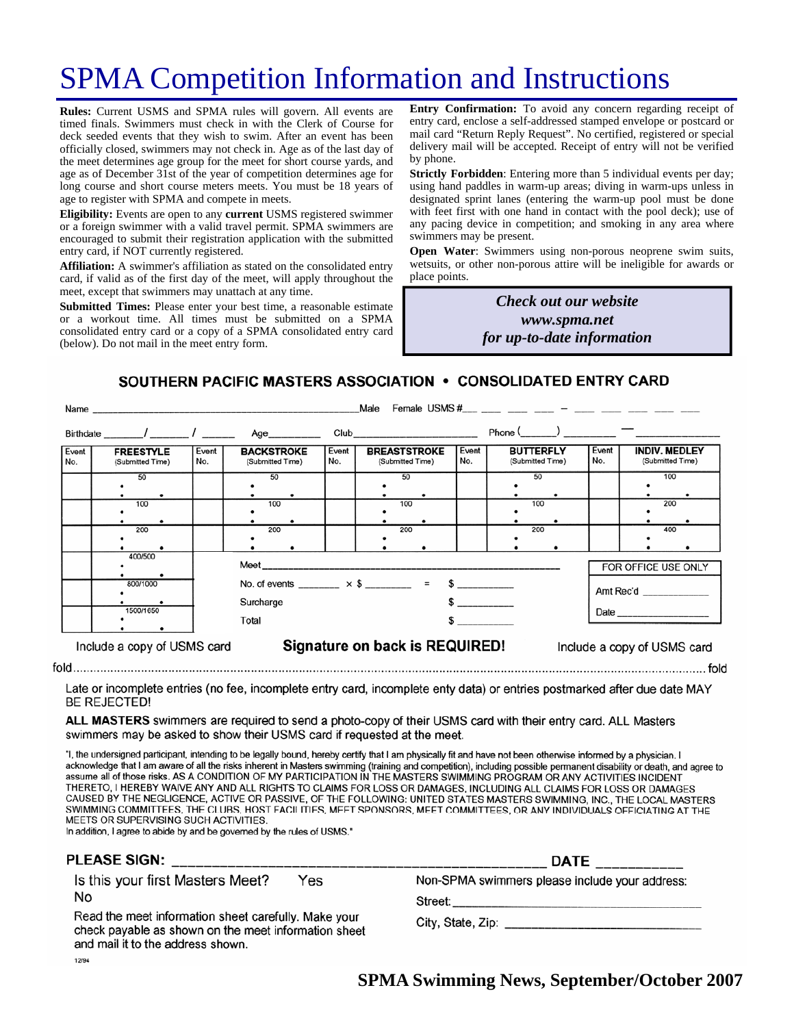# SPMA Competition Information and Instructions

**Rules:** Current USMS and SPMA rules will govern. All events are timed finals. Swimmers must check in with the Clerk of Course for deck seeded events that they wish to swim. After an event has been officially closed, swimmers may not check in. Age as of the last day of the meet determines age group for the meet for short course yards, and age as of December 31st of the year of competition determines age for long course and short course meters meets. You must be 18 years of age to register with SPMA and compete in meets.

**Eligibility:** Events are open to any **current** USMS registered swimmer or a foreign swimmer with a valid travel permit. SPMA swimmers are encouraged to submit their registration application with the submitted entry card, if NOT currently registered.

**Affiliation:** A swimmer's affiliation as stated on the consolidated entry card, if valid as of the first day of the meet, will apply throughout the meet, except that swimmers may unattach at any time.

**Submitted Times:** Please enter your best time, a reasonable estimate or a workout time. All times must be submitted on a SPMA consolidated entry card or a copy of a SPMA consolidated entry card (below). Do not mail in the meet entry form.

**Entry Confirmation:** To avoid any concern regarding receipt of entry card, enclose a self-addressed stamped envelope or postcard or mail card "Return Reply Request". No certified, registered or special delivery mail will be accepted. Receipt of entry will not be verified by phone.

**Strictly Forbidden**: Entering more than 5 individual events per day; using hand paddles in warm-up areas; diving in warm-ups unless in designated sprint lanes (entering the warm-up pool must be done with feet first with one hand in contact with the pool deck); use of any pacing device in competition; and smoking in any area where swimmers may be present.

**Open Water**: Swimmers using non-porous neoprene swim suits, wetsuits, or other non-porous attire will be ineligible for awards or place points.

***Check out our website***
***www.spma.net***
***for up-to-date information***

## SOUTHERN PACIFIC MASTERS ASSOCIATION • CONSOLIDATED ENTRY CARD

Name ______________________________ Male Female USMS # ___ ___ ___ ___ – ___ ___ ___ ___ ___

Birthdate ____/____/____ Age______ Club__________________ Phone (_____) ________ – ___________

| Event No. | FREESTYLE (Submitted Time) | Event No. | BACKSTROKE (Submitted Time) | Event No. | BREASTSTROKE (Submitted Time) | Event No. | BUTTERFLY (Submitted Time) | Event No. | INDIV. MEDLEY (Submitted Time) |
|---|---|---|---|---|---|---|---|---|---|
| | 50 | | 50 | | 50 | | 50 | | 100 |
| | 100 | | 100 | | 100 | | 100 | | 200 |
| | 200 | | 200 | | 200 | | 200 | | 400 |
| | 400/500 | | | | | | | | |
| | 800/1000 | | | | | | | | |
| | 1500/1650 | | | | | | | | |

Meet ______________________________

No. of events ______ × $ ______ = $ ________

Surcharge $ ________

Total $ ________

FOR OFFICE USE ONLY

Amt Rec'd ___________

Date ___________

Include a copy of USMS card **Signature on back is REQUIRED!** Include a copy of USMS card

fold.................................................................................................fold

Late or incomplete entries (no fee, incomplete entry card, incomplete enty data) or entries postmarked after due date MAY BE REJECTED!

**ALL MASTERS** swimmers are required to send a photo-copy of their USMS card with their entry card. ALL Masters swimmers may be asked to show their USMS card if requested at the meet.

"I, the undersigned participant, intending to be legally bound, hereby certify that I am physically fit and have not been otherwise informed by a physician. I acknowledge that I am aware of all the risks inherent in Masters swimming (training and competition), including possible permanent disability or death, and agree to assume all of those risks. AS A CONDITION OF MY PARTICIPATION IN THE MASTERS SWIMMING PROGRAM OR ANY ACTIVITIES INCIDENT THERETO, I HEREBY WAIVE ANY AND ALL RIGHTS TO CLAIMS FOR LOSS OR DAMAGES, INCLUDING ALL CLAIMS FOR LOSS OR DAMAGES CAUSED BY THE NEGLIGENCE, ACTIVE OR PASSIVE, OF THE FOLLOWING: UNITED STATES MASTERS SWIMMING, INC., THE LOCAL MASTERS SWIMMING COMMITTEES, THE CLUBS, HOST FACILITIES, MEET SPONSORS, MEET COMMITTEES, OR ANY INDIVIDUALS OFFICIATING AT THE MEETS OR SUPERVISING SUCH ACTIVITIES.
In addition, I agree to abide by and be governed by the rules of USMS."

**PLEASE SIGN:** ______________________________ **DATE** __________

Is this your first Masters Meet? Yes No

Read the meet information sheet carefully. Make your check payable as shown on the meet information sheet and mail it to the address shown.

Non-SPMA swimmers please include your address:

Street: ______________________________

City, State, Zip: ______________________________

12/94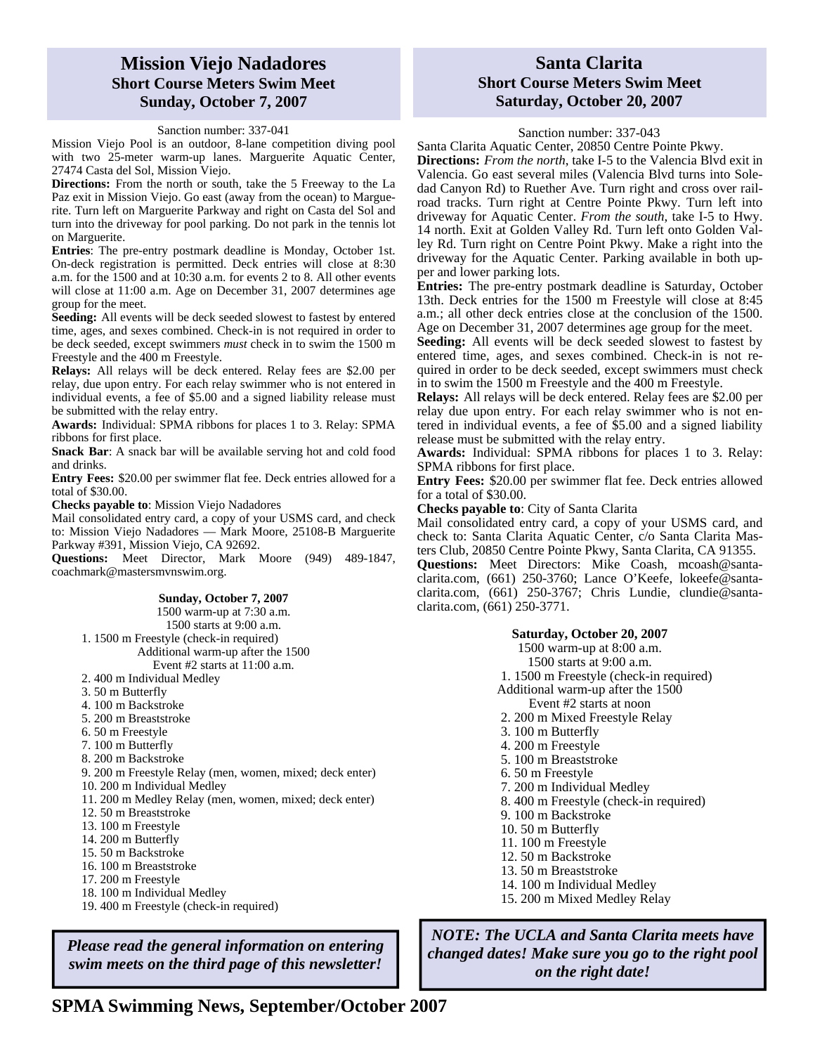## Mission Viejo Nadadores

### Short Course Meters Swim Meet

### Sunday, October 7, 2007

Sanction number: 337-041

Mission Viejo Pool is an outdoor, 8-lane competition diving pool with two 25-meter warm-up lanes. Marguerite Aquatic Center, 27474 Casta del Sol, Mission Viejo.

**Directions:** From the north or south, take the 5 Freeway to the La Paz exit in Mission Viejo. Go east (away from the ocean) to Marguerite. Turn left on Marguerite Parkway and right on Casta del Sol and turn into the driveway for pool parking. Do not park in the tennis lot on Marguerite.

**Entries**: The pre-entry postmark deadline is Monday, October 1st. On-deck registration is permitted. Deck entries will close at 8:30 a.m. for the 1500 and at 10:30 a.m. for events 2 to 8. All other events will close at 11:00 a.m. Age on December 31, 2007 determines age group for the meet.

**Seeding:** All events will be deck seeded slowest to fastest by entered time, ages, and sexes combined. Check-in is not required in order to be deck seeded, except swimmers *must* check in to swim the 1500 m Freestyle and the 400 m Freestyle.

**Relays:** All relays will be deck entered. Relay fees are $2.00 per relay, due upon entry. For each relay swimmer who is not entered in individual events, a fee of $5.00 and a signed liability release must be submitted with the relay entry.

**Awards:** Individual: SPMA ribbons for places 1 to 3. Relay: SPMA ribbons for first place.

**Snack Bar**: A snack bar will be available serving hot and cold food and drinks.

**Entry Fees:** $20.00 per swimmer flat fee. Deck entries allowed for a total of $30.00.

**Checks payable to**: Mission Viejo Nadadores

Mail consolidated entry card, a copy of your USMS card, and check to: Mission Viejo Nadadores — Mark Moore, 25108-B Marguerite Parkway #391, Mission Viejo, CA 92692.

**Questions:** Meet Director, Mark Moore (949) 489-1847, coachmark@mastersmvnswim.org.

**Sunday, October 7, 2007**

1500 warm-up at 7:30 a.m.
1500 starts at 9:00 a.m.

1. 1500 m Freestyle (check-in required)
   Additional warm-up after the 1500
   Event #2 starts at 11:00 a.m.
2. 400 m Individual Medley
3. 50 m Butterfly
4. 100 m Backstroke
5. 200 m Breaststroke
6. 50 m Freestyle
7. 100 m Butterfly
8. 200 m Backstroke
9. 200 m Freestyle Relay (men, women, mixed; deck enter)
10. 200 m Individual Medley
11. 200 m Medley Relay (men, women, mixed; deck enter)
12. 50 m Breaststroke
13. 100 m Freestyle
14. 200 m Butterfly
15. 50 m Backstroke
16. 100 m Breaststroke
17. 200 m Freestyle
18. 100 m Individual Medley
19. 400 m Freestyle (check-in required)

***Please read the general information on entering swim meets on the third page of this newsletter!***

## Santa Clarita

### Short Course Meters Swim Meet

### Saturday, October 20, 2007

Sanction number: 337-043

Santa Clarita Aquatic Center, 20850 Centre Pointe Pkwy.

**Directions:** *From the north*, take I-5 to the Valencia Blvd exit in Valencia. Go east several miles (Valencia Blvd turns into Soledad Canyon Rd) to Ruether Ave. Turn right and cross over railroad tracks. Turn right at Centre Pointe Pkwy. Turn left into driveway for Aquatic Center. *From the south*, take I-5 to Hwy. 14 north. Exit at Golden Valley Rd. Turn left onto Golden Valley Rd. Turn right on Centre Point Pkwy. Make a right into the driveway for the Aquatic Center. Parking available in both upper and lower parking lots.

**Entries:** The pre-entry postmark deadline is Saturday, October 13th. Deck entries for the 1500 m Freestyle will close at 8:45 a.m.; all other deck entries close at the conclusion of the 1500. Age on December 31, 2007 determines age group for the meet.

**Seeding:** All events will be deck seeded slowest to fastest by entered time, ages, and sexes combined. Check-in is not required in order to be deck seeded, except swimmers must check in to swim the 1500 m Freestyle and the 400 m Freestyle.

**Relays:** All relays will be deck entered. Relay fees are $2.00 per relay due upon entry. For each relay swimmer who is not entered in individual events, a fee of $5.00 and a signed liability release must be submitted with the relay entry.

**Awards:** Individual: SPMA ribbons for places 1 to 3. Relay: SPMA ribbons for first place.

**Entry Fees:** $20.00 per swimmer flat fee. Deck entries allowed for a total of $30.00.

**Checks payable to**: City of Santa Clarita

Mail consolidated entry card, a copy of your USMS card, and check to: Santa Clarita Aquatic Center, c/o Santa Clarita Masters Club, 20850 Centre Pointe Pkwy, Santa Clarita, CA 91355.

**Questions:** Meet Directors: Mike Coash, mcoash@santa-clarita.com, (661) 250-3760; Lance O'Keefe, lokeefe@santa-clarita.com, (661) 250-3767; Chris Lundie, clundie@santa-clarita.com, (661) 250-3771.

**Saturday, October 20, 2007**

1500 warm-up at 8:00 a.m.
1500 starts at 9:00 a.m.

1. 1500 m Freestyle (check-in required)
   Additional warm-up after the 1500
   Event #2 starts at noon
2. 200 m Mixed Freestyle Relay
3. 100 m Butterfly
4. 200 m Freestyle
5. 100 m Breaststroke
6. 50 m Freestyle
7. 200 m Individual Medley
8. 400 m Freestyle (check-in required)
9. 100 m Backstroke
10. 50 m Butterfly
11. 100 m Freestyle
12. 50 m Backstroke
13. 50 m Breaststroke
14. 100 m Individual Medley
15. 200 m Mixed Medley Relay

***NOTE: The UCLA and Santa Clarita meets have changed dates! Make sure you go to the right pool on the right date!***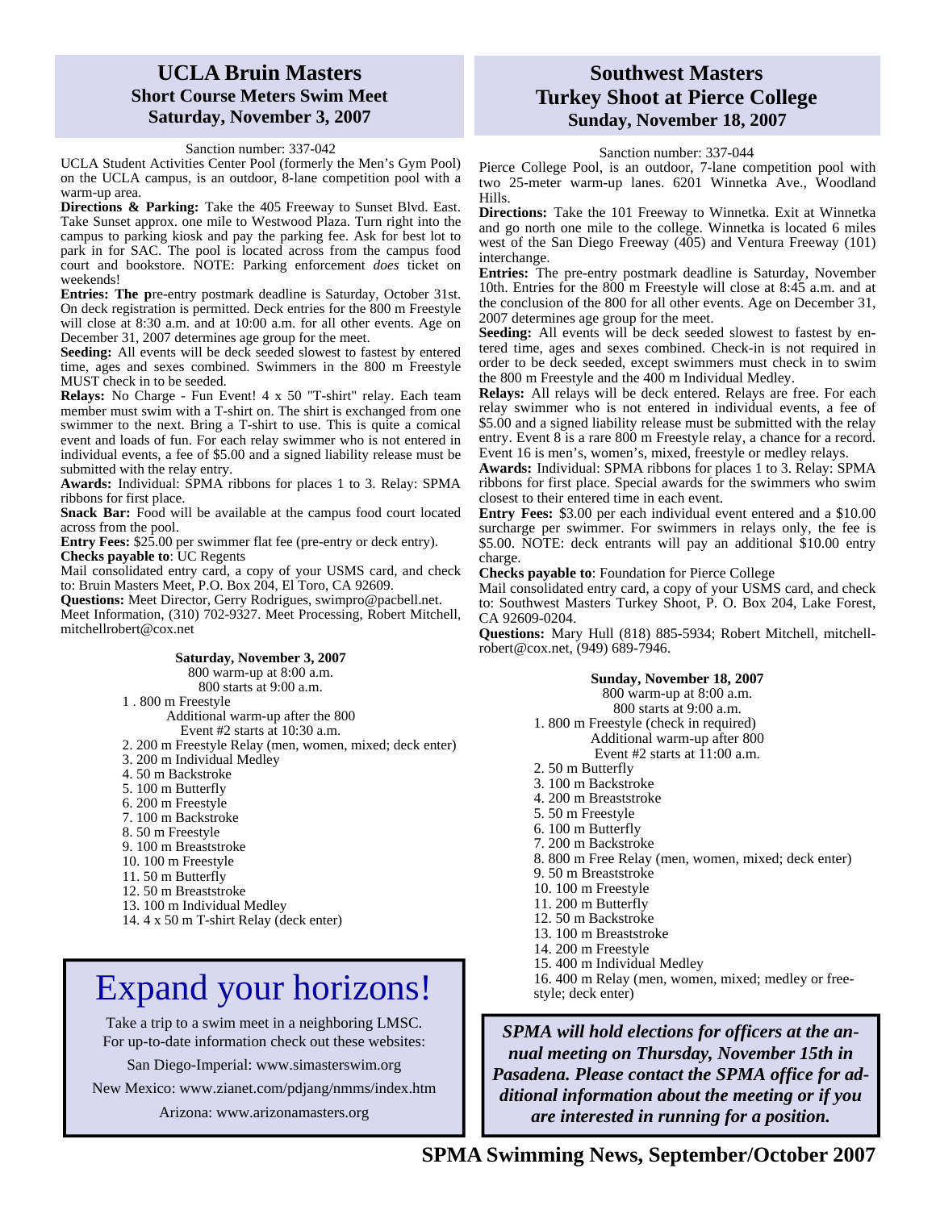## UCLA Bruin Masters
### Short Course Meters Swim Meet
### Saturday, November 3, 2007

Sanction number: 337-042

UCLA Student Activities Center Pool (formerly the Men's Gym Pool) on the UCLA campus, is an outdoor, 8-lane competition pool with a warm-up area.

**Directions & Parking:** Take the 405 Freeway to Sunset Blvd. East. Take Sunset approx. one mile to Westwood Plaza. Turn right into the campus to parking kiosk and pay the parking fee. Ask for best lot to park in for SAC. The pool is located across from the campus food court and bookstore. NOTE: Parking enforcement *does* ticket on weekends!

**Entries: The p**re-entry postmark deadline is Saturday, October 31st. On deck registration is permitted. Deck entries for the 800 m Freestyle will close at 8:30 a.m. and at 10:00 a.m. for all other events. Age on December 31, 2007 determines age group for the meet.

**Seeding:** All events will be deck seeded slowest to fastest by entered time, ages and sexes combined. Swimmers in the 800 m Freestyle MUST check in to be seeded.

**Relays:** No Charge - Fun Event! 4 x 50 "T-shirt" relay. Each team member must swim with a T-shirt on. The shirt is exchanged from one swimmer to the next. Bring a T-shirt to use. This is quite a comical event and loads of fun. For each relay swimmer who is not entered in individual events, a fee of $5.00 and a signed liability release must be submitted with the relay entry.

**Awards:** Individual: SPMA ribbons for places 1 to 3. Relay: SPMA ribbons for first place.

**Snack Bar:** Food will be available at the campus food court located across from the pool.

**Entry Fees:** $25.00 per swimmer flat fee (pre-entry or deck entry).

**Checks payable to**: UC Regents

Mail consolidated entry card, a copy of your USMS card, and check to: Bruin Masters Meet, P.O. Box 204, El Toro, CA 92609.

**Questions:** Meet Director, Gerry Rodrigues, swimpro@pacbell.net. Meet Information, (310) 702-9327. Meet Processing, Robert Mitchell, mitchellrobert@cox.net

**Saturday, November 3, 2007**

800 warm-up at 8:00 a.m.
800 starts at 9:00 a.m.

1. 800 m Freestyle
   Additional warm-up after the 800
   Event #2 starts at 10:30 a.m.
2. 200 m Freestyle Relay (men, women, mixed; deck enter)
3. 200 m Individual Medley
4. 50 m Backstroke
5. 100 m Butterfly
6. 200 m Freestyle
7. 100 m Backstroke
8. 50 m Freestyle
9. 100 m Breaststroke
10. 100 m Freestyle
11. 50 m Butterfly
12. 50 m Breaststroke
13. 100 m Individual Medley
14. 4 x 50 m T-shirt Relay (deck enter)

# Expand your horizons!

Take a trip to a swim meet in a neighboring LMSC.
For up-to-date information check out these websites:

San Diego-Imperial: www.simasterswim.org

New Mexico: www.zianet.com/pdjang/nmms/index.htm

Arizona: www.arizonamasters.org

## Southwest Masters
## Turkey Shoot at Pierce College
### Sunday, November 18, 2007

Sanction number: 337-044

Pierce College Pool, is an outdoor, 7-lane competition pool with two 25-meter warm-up lanes. 6201 Winnetka Ave., Woodland Hills.

**Directions:** Take the 101 Freeway to Winnetka. Exit at Winnetka and go north one mile to the college. Winnetka is located 6 miles west of the San Diego Freeway (405) and Ventura Freeway (101) interchange.

**Entries:** The pre-entry postmark deadline is Saturday, November 10th. Entries for the 800 m Freestyle will close at 8:45 a.m. and at the conclusion of the 800 for all other events. Age on December 31, 2007 determines age group for the meet.

**Seeding:** All events will be deck seeded slowest to fastest by entered time, ages and sexes combined. Check-in is not required in order to be deck seeded, except swimmers must check in to swim the 800 m Freestyle and the 400 m Individual Medley.

**Relays:** All relays will be deck entered. Relays are free. For each relay swimmer who is not entered in individual events, a fee of $5.00 and a signed liability release must be submitted with the relay entry. Event 8 is a rare 800 m Freestyle relay, a chance for a record. Event 16 is men's, women's, mixed, freestyle or medley relays.

**Awards:** Individual: SPMA ribbons for places 1 to 3. Relay: SPMA ribbons for first place. Special awards for the swimmers who swim closest to their entered time in each event.

**Entry Fees:** $3.00 per each individual event entered and a $10.00 surcharge per swimmer. For swimmers in relays only, the fee is $5.00. NOTE: deck entrants will pay an additional $10.00 entry charge.

**Checks payable to**: Foundation for Pierce College

Mail consolidated entry card, a copy of your USMS card, and check to: Southwest Masters Turkey Shoot, P. O. Box 204, Lake Forest, CA 92609-0204.

**Questions:** Mary Hull (818) 885-5934; Robert Mitchell, mitchell-robert@cox.net, (949) 689-7946.

**Sunday, November 18, 2007**

800 warm-up at 8:00 a.m.
800 starts at 9:00 a.m.

1. 800 m Freestyle (check in required)
   Additional warm-up after 800
   Event #2 starts at 11:00 a.m.
2. 50 m Butterfly
3. 100 m Backstroke
4. 200 m Breaststroke
5. 50 m Freestyle
6. 100 m Butterfly
7. 200 m Backstroke
8. 800 m Free Relay (men, women, mixed; deck enter)
9. 50 m Breaststroke
10. 100 m Freestyle
11. 200 m Butterfly
12. 50 m Backstroke
13. 100 m Breaststroke
14. 200 m Freestyle
15. 400 m Individual Medley
16. 400 m Relay (men, women, mixed; medley or free-style; deck enter)

***SPMA will hold elections for officers at the annual meeting on Thursday, November 15th in Pasadena. Please contact the SPMA office for additional information about the meeting or if you are interested in running for a position.***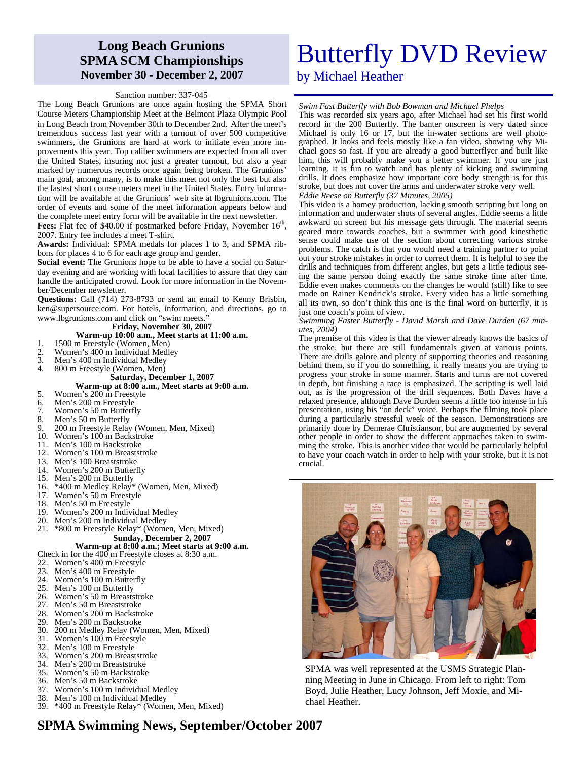## Long Beach Grunions SPMA SCM Championships November 30 - December 2, 2007

Sanction number: 337-045

The Long Beach Grunions are once again hosting the SPMA Short Course Meters Championship Meet at the Belmont Plaza Olympic Pool in Long Beach from November 30th to December 2nd. After the meet's tremendous success last year with a turnout of over 500 competitive swimmers, the Grunions are hard at work to initiate even more improvements this year. Top caliber swimmers are expected from all over the United States, insuring not just a greater turnout, but also a year marked by numerous records once again being broken. The Grunions' main goal, among many, is to make this meet not only the best but also the fastest short course meters meet in the United States. Entry information will be available at the Grunions' web site at lbgrunions.com. The order of events and some of the meet information appears below and the complete meet entry form will be available in the next newsletter.

**Fees:** Flat fee of $40.00 if postmarked before Friday, November 16th, 2007. Entry fee includes a meet T-shirt.

**Awards:** Individual: SPMA medals for places 1 to 3, and SPMA ribbons for places 4 to 6 for each age group and gender.

**Social event:** The Grunions hope to be able to have a social on Saturday evening and are working with local facilities to assure that they can handle the anticipated crowd. Look for more information in the November/December newsletter.

**Questions:** Call (714) 273-8793 or send an email to Kenny Brisbin, ken@supersource.com. For hotels, information, and directions, go to www.lbgrunions.com and click on "swim meets."

**Friday, November 30, 2007**

**Warm-up 10:00 a.m., Meet starts at 11:00 a.m.**

1. 1500 m Freestyle (Women, Men)
2. Women's 400 m Individual Medley
3. Men's 400 m Individual Medley
4. 800 m Freestyle (Women, Men)

**Saturday, December 1, 2007**

**Warm-up at 8:00 a.m., Meet starts at 9:00 a.m.**

5. Women's 200 m Freestyle
6. Men's 200 m Freestyle
7. Women's 50 m Butterfly
8. Men's 50 m Butterfly
9. 200 m Freestyle Relay (Women, Men, Mixed)
10. Women's 100 m Backstroke
11. Men's 100 m Backstroke
12. Women's 100 m Breaststroke
13. Men's 100 Breaststroke
14. Women's 200 m Butterfly
15. Men's 200 m Butterfly
16. *400 m Medley Relay* (Women, Men, Mixed)
17. Women's 50 m Freestyle
18. Men's 50 m Freestyle
19. Women's 200 m Individual Medley
20. Men's 200 m Individual Medley
21. *800 m Freestyle Relay* (Women, Men, Mixed)

**Sunday, December 2, 2007**

**Warm-up at 8:00 a.m.; Meet starts at 9:00 a.m.**

Check in for the 400 m Freestyle closes at 8:30 a.m.

22. Women's 400 m Freestyle
23. Men's 400 m Freestyle
24. Women's 100 m Butterfly
25. Men's 100 m Butterfly
26. Women's 50 m Breaststroke
27. Men's 50 m Breaststroke
28. Women's 200 m Backstroke
29. Men's 200 m Backstroke
30. 200 m Medley Relay (Women, Men, Mixed)
31. Women's 100 m Freestyle
32. Men's 100 m Freestyle
33. Women's 200 m Breaststroke
34. Men's 200 m Breaststroke
35. Women's 50 m Backstroke
36. Men's 50 m Backstroke
37. Women's 100 m Individual Medley
38. Men's 100 m Individual Medley
39. *400 m Freestyle Relay* (Women, Men, Mixed)

# Butterfly DVD Review

by Michael Heather

*Swim Fast Butterfly with Bob Bowman and Michael Phelps*

This was recorded six years ago, after Michael had set his first world record in the 200 Butterfly. The banter onscreen is very dated since Michael is only 16 or 17, but the in-water sections are well photographed. It looks and feels mostly like a fan video, showing why Michael goes so fast. If you are already a good butterflyer and built like him, this will probably make you a better swimmer. If you are just learning, it is fun to watch and has plenty of kicking and swimming drills. It does emphasize how important core body strength is for this stroke, but does not cover the arms and underwater stroke very well.

*Eddie Reese on Butterfly (37 Minutes, 2005)*

This video is a homey production, lacking smooth scripting but long on information and underwater shots of several angles. Eddie seems a little awkward on screen but his message gets through. The material seems geared more towards coaches, but a swimmer with good kinesthetic sense could make use of the section about correcting various stroke problems. The catch is that you would need a training partner to point out your stroke mistakes in order to correct them. It is helpful to see the drills and techniques from different angles, but gets a little tedious seeing the same person doing exactly the same stroke time after time. Eddie even makes comments on the changes he would (still) like to see made on Rainer Kendrick's stroke. Every video has a little something all its own, so don't think this one is the final word on butterfly, it is just one coach's point of view.

*Swimming Faster Butterfly - David Marsh and Dave Durden (67 minutes, 2004)*

The premise of this video is that the viewer already knows the basics of the stroke, but there are still fundamentals given at various points. There are drills galore and plenty of supporting theories and reasoning behind them, so if you do something, it really means you are trying to progress your stroke in some manner. Starts and turns are not covered in depth, but finishing a race is emphasized. The scripting is well laid out, as is the progression of the drill sequences. Both Daves have a relaxed presence, although Dave Durden seems a little too intense in his presentation, using his "on deck" voice. Perhaps the filming took place during a particularly stressful week of the season. Demonstrations are primarily done by Demerae Christianson, but are augmented by several other people in order to show the different approaches taken to swimming the stroke. This is another video that would be particularly helpful to have your coach watch in order to help with your stroke, but it is not crucial.

SPMA was well represented at the USMS Strategic Planning Meeting in June in Chicago. From left to right: Tom Boyd, Julie Heather, Lucy Johnson, Jeff Moxie, and Michael Heather.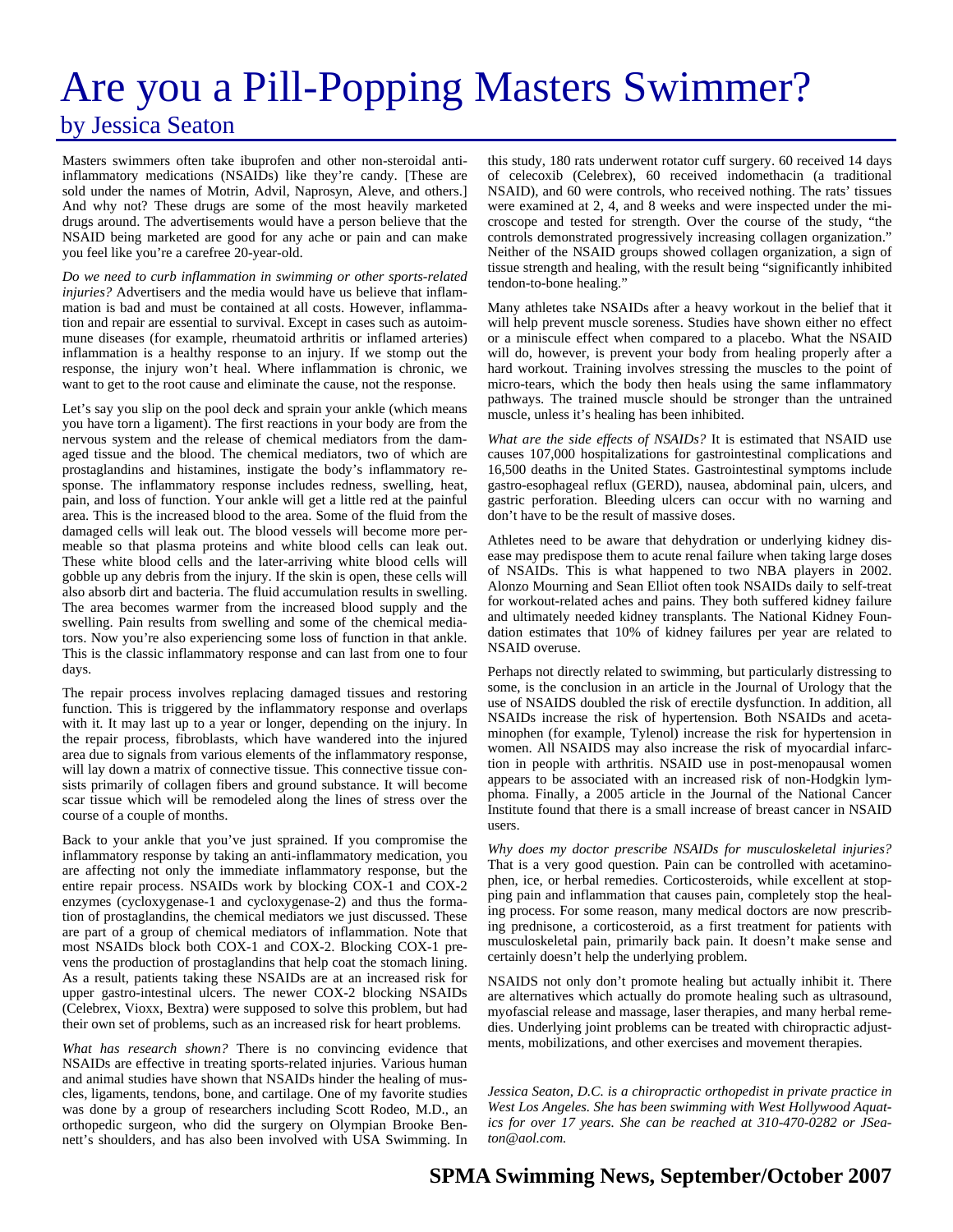# Are you a Pill-Popping Masters Swimmer?

## by Jessica Seaton

Masters swimmers often take ibuprofen and other non-steroidal anti-inflammatory medications (NSAIDs) like they're candy. [These are sold under the names of Motrin, Advil, Naprosyn, Aleve, and others.] And why not? These drugs are some of the most heavily marketed drugs around. The advertisements would have a person believe that the NSAID being marketed are good for any ache or pain and can make you feel like you're a carefree 20-year-old.

*Do we need to curb inflammation in swimming or other sports-related injuries?* Advertisers and the media would have us believe that inflammation is bad and must be contained at all costs. However, inflammation and repair are essential to survival. Except in cases such as autoimmune diseases (for example, rheumatoid arthritis or inflamed arteries) inflammation is a healthy response to an injury. If we stomp out the response, the injury won't heal. Where inflammation is chronic, we want to get to the root cause and eliminate the cause, not the response.

Let's say you slip on the pool deck and sprain your ankle (which means you have torn a ligament). The first reactions in your body are from the nervous system and the release of chemical mediators from the damaged tissue and the blood. The chemical mediators, two of which are prostaglandins and histamines, instigate the body's inflammatory response. The inflammatory response includes redness, swelling, heat, pain, and loss of function. Your ankle will get a little red at the painful area. This is the increased blood to the area. Some of the fluid from the damaged cells will leak out. The blood vessels will become more permeable so that plasma proteins and white blood cells can leak out. These white blood cells and the later-arriving white blood cells will gobble up any debris from the injury. If the skin is open, these cells will also absorb dirt and bacteria. The fluid accumulation results in swelling. The area becomes warmer from the increased blood supply and the swelling. Pain results from swelling and some of the chemical mediators. Now you're also experiencing some loss of function in that ankle. This is the classic inflammatory response and can last from one to four days.

The repair process involves replacing damaged tissues and restoring function. This is triggered by the inflammatory response and overlaps with it. It may last up to a year or longer, depending on the injury. In the repair process, fibroblasts, which have wandered into the injured area due to signals from various elements of the inflammatory response, will lay down a matrix of connective tissue. This connective tissue consists primarily of collagen fibers and ground substance. It will become scar tissue which will be remodeled along the lines of stress over the course of a couple of months.

Back to your ankle that you've just sprained. If you compromise the inflammatory response by taking an anti-inflammatory medication, you are affecting not only the immediate inflammatory response, but the entire repair process. NSAIDs work by blocking COX-1 and COX-2 enzymes (cycloxygenase-1 and cycloxygenase-2) and thus the formation of prostaglandins, the chemical mediators we just discussed. These are part of a group of chemical mediators of inflammation. Note that most NSAIDs block both COX-1 and COX-2. Blocking COX-1 prevens the production of prostaglandins that help coat the stomach lining. As a result, patients taking these NSAIDs are at an increased risk for upper gastro-intestinal ulcers. The newer COX-2 blocking NSAIDs (Celebrex, Vioxx, Bextra) were supposed to solve this problem, but had their own set of problems, such as an increased risk for heart problems.

*What has research shown?* There is no convincing evidence that NSAIDs are effective in treating sports-related injuries. Various human and animal studies have shown that NSAIDs hinder the healing of muscles, ligaments, tendons, bone, and cartilage. One of my favorite studies was done by a group of researchers including Scott Rodeo, M.D., an orthopedic surgeon, who did the surgery on Olympian Brooke Bennett's shoulders, and has also been involved with USA Swimming. In this study, 180 rats underwent rotator cuff surgery. 60 received 14 days of celecoxib (Celebrex), 60 received indomethacin (a traditional NSAID), and 60 were controls, who received nothing. The rats' tissues were examined at 2, 4, and 8 weeks and were inspected under the microscope and tested for strength. Over the course of the study, "the controls demonstrated progressively increasing collagen organization." Neither of the NSAID groups showed collagen organization, a sign of tissue strength and healing, with the result being "significantly inhibited tendon-to-bone healing."

Many athletes take NSAIDs after a heavy workout in the belief that it will help prevent muscle soreness. Studies have shown either no effect or a miniscule effect when compared to a placebo. What the NSAID will do, however, is prevent your body from healing properly after a hard workout. Training involves stressing the muscles to the point of micro-tears, which the body then heals using the same inflammatory pathways. The trained muscle should be stronger than the untrained muscle, unless it's healing has been inhibited.

*What are the side effects of NSAIDs?* It is estimated that NSAID use causes 107,000 hospitalizations for gastrointestinal complications and 16,500 deaths in the United States. Gastrointestinal symptoms include gastro-esophageal reflux (GERD), nausea, abdominal pain, ulcers, and gastric perforation. Bleeding ulcers can occur with no warning and don't have to be the result of massive doses.

Athletes need to be aware that dehydration or underlying kidney disease may predispose them to acute renal failure when taking large doses of NSAIDs. This is what happened to two NBA players in 2002. Alonzo Mourning and Sean Elliot often took NSAIDs daily to self-treat for workout-related aches and pains. They both suffered kidney failure and ultimately needed kidney transplants. The National Kidney Foundation estimates that 10% of kidney failures per year are related to NSAID overuse.

Perhaps not directly related to swimming, but particularly distressing to some, is the conclusion in an article in the Journal of Urology that the use of NSAIDS doubled the risk of erectile dysfunction. In addition, all NSAIDs increase the risk of hypertension. Both NSAIDs and acetaminophen (for example, Tylenol) increase the risk for hypertension in women. All NSAIDS may also increase the risk of myocardial infarction in people with arthritis. NSAID use in post-menopausal women appears to be associated with an increased risk of non-Hodgkin lymphoma. Finally, a 2005 article in the Journal of the National Cancer Institute found that there is a small increase of breast cancer in NSAID users.

*Why does my doctor prescribe NSAIDs for musculoskeletal injuries?* That is a very good question. Pain can be controlled with acetaminophen, ice, or herbal remedies. Corticosteroids, while excellent at stopping pain and inflammation that causes pain, completely stop the healing process. For some reason, many medical doctors are now prescribing prednisone, a corticosteroid, as a first treatment for patients with musculoskeletal pain, primarily back pain. It doesn't make sense and certainly doesn't help the underlying problem.

NSAIDS not only don't promote healing but actually inhibit it. There are alternatives which actually do promote healing such as ultrasound, myofascial release and massage, laser therapies, and many herbal remedies. Underlying joint problems can be treated with chiropractic adjustments, mobilizations, and other exercises and movement therapies.

*Jessica Seaton, D.C. is a chiropractic orthopedist in private practice in West Los Angeles. She has been swimming with West Hollywood Aquatics for over 17 years. She can be reached at 310-470-0282 or JSeaton@aol.com.*

**SPMA Swimming News, September/October 2007**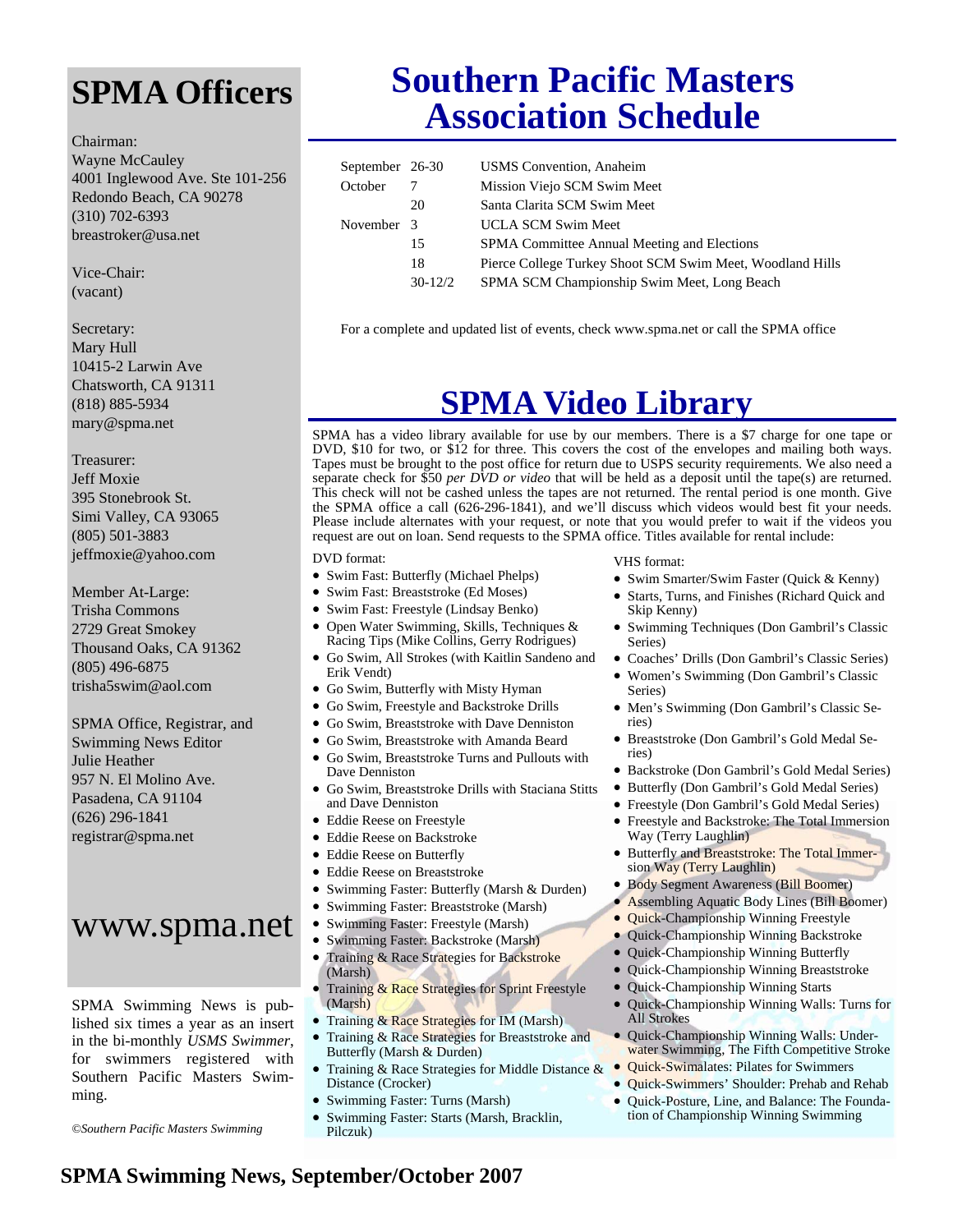# SPMA Officers

Chairman:
Wayne McCauley
4001 Inglewood Ave. Ste 101-256
Redondo Beach, CA 90278
(310) 702-6393
breastroker@usa.net

Vice-Chair:
(vacant)

Secretary:
Mary Hull
10415-2 Larwin Ave
Chatsworth, CA 91311
(818) 885-5934
mary@spma.net

Treasurer:
Jeff Moxie
395 Stonebrook St.
Simi Valley, CA 93065
(805) 501-3883
jeffmoxie@yahoo.com

Member At-Large:
Trisha Commons
2729 Great Smokey
Thousand Oaks, CA 91362
(805) 496-6875
trisha5swim@aol.com

SPMA Office, Registrar, and Swimming News Editor
Julie Heather
957 N. El Molino Ave.
Pasadena, CA 91104
(626) 296-1841
registrar@spma.net

# www.spma.net

SPMA Swimming News is published six times a year as an insert in the bi-monthly *USMS Swimmer*, for swimmers registered with Southern Pacific Masters Swimming.

*©Southern Pacific Masters Swimming*

# Southern Pacific Masters Association Schedule

| | | |
|---|---|---|
| September | 26-30 | USMS Convention, Anaheim |
| October | 7 | Mission Viejo SCM Swim Meet |
| | 20 | Santa Clarita SCM Swim Meet |
| November | 3 | UCLA SCM Swim Meet |
| | 15 | SPMA Committee Annual Meeting and Elections |
| | 18 | Pierce College Turkey Shoot SCM Swim Meet, Woodland Hills |
| | 30-12/2 | SPMA SCM Championship Swim Meet, Long Beach |

For a complete and updated list of events, check www.spma.net or call the SPMA office

# SPMA Video Library

SPMA has a video library available for use by our members. There is a $7 charge for one tape or DVD, $10 for two, or $12 for three. This covers the cost of the envelopes and mailing both ways. Tapes must be brought to the post office for return due to USPS security requirements. We also need a separate check for $50 *per DVD or video* that will be held as a deposit until the tape(s) are returned. This check will not be cashed unless the tapes are not returned. The rental period is one month. Give the SPMA office a call (626-296-1841), and we'll discuss which videos would best fit your needs. Please include alternates with your request, or note that you would prefer to wait if the videos you request are out on loan. Send requests to the SPMA office. Titles available for rental include:

DVD format:

- Swim Fast: Butterfly (Michael Phelps)
- Swim Fast: Breaststroke (Ed Moses)
- Swim Fast: Freestyle (Lindsay Benko)
- Open Water Swimming, Skills, Techniques & Racing Tips (Mike Collins, Gerry Rodrigues)
- Go Swim, All Strokes (with Kaitlin Sandeno and Erik Vendt)
- Go Swim, Butterfly with Misty Hyman
- Go Swim, Freestyle and Backstroke Drills
- Go Swim, Breaststroke with Dave Denniston
- Go Swim, Breaststroke with Amanda Beard
- Go Swim, Breaststroke Turns and Pullouts with Dave Denniston
- Go Swim, Breaststroke Drills with Staciana Stitts and Dave Denniston
- Eddie Reese on Freestyle
- Eddie Reese on Backstroke
- Eddie Reese on Butterfly
- Eddie Reese on Breaststroke
- Swimming Faster: Butterfly (Marsh & Durden)
- Swimming Faster: Breaststroke (Marsh)
- Swimming Faster: Freestyle (Marsh)
- Swimming Faster: Backstroke (Marsh)
- Training & Race Strategies for Backstroke (Marsh)
- Training & Race Strategies for Sprint Freestyle (Marsh)
- Training & Race Strategies for IM (Marsh)
- Training & Race Strategies for Breaststroke and Butterfly (Marsh & Durden)
- Training & Race Strategies for Middle Distance & Distance (Crocker)
- Swimming Faster: Turns (Marsh)
- Swimming Faster: Starts (Marsh, Bracklin, Pilczuk)

VHS format:

- Swim Smarter/Swim Faster (Quick & Kenny)
- Starts, Turns, and Finishes (Richard Quick and Skip Kenny)
- Swimming Techniques (Don Gambril's Classic Series)
- Coaches' Drills (Don Gambril's Classic Series)
- Women's Swimming (Don Gambril's Classic Series)
- Men's Swimming (Don Gambril's Classic Series)
- Breaststroke (Don Gambril's Gold Medal Series)
- Backstroke (Don Gambril's Gold Medal Series)
- Butterfly (Don Gambril's Gold Medal Series)
- Freestyle (Don Gambril's Gold Medal Series)
- Freestyle and Backstroke: The Total Immersion Way (Terry Laughlin)
- Butterfly and Breaststroke: The Total Immersion Way (Terry Laughlin)
- Body Segment Awareness (Bill Boomer)
- Assembling Aquatic Body Lines (Bill Boomer)
- Quick-Championship Winning Freestyle
- Quick-Championship Winning Backstroke
- Quick-Championship Winning Butterfly
- Quick-Championship Winning Breaststroke
- Quick-Championship Winning Starts
- Quick-Championship Winning Walls: Turns for All Strokes
- Quick-Championship Winning Walls: Underwater Swimming, The Fifth Competitive Stroke
- Quick-Swimalates: Pilates for Swimmers
- Quick-Swimmers' Shoulder: Prehab and Rehab
- Quick-Posture, Line, and Balance: The Foundation of Championship Winning Swimming

**SPMA Swimming News, September/October 2007**